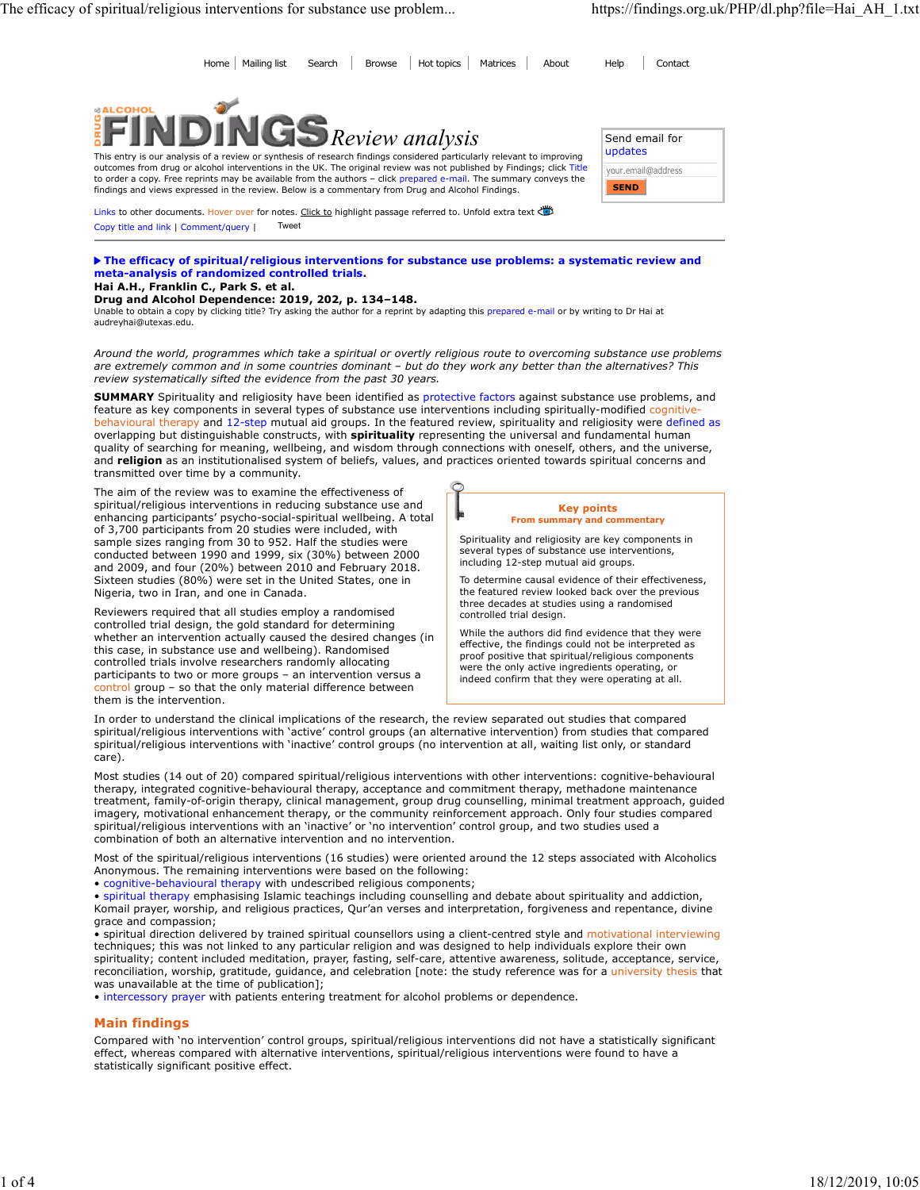Home | Mailing list | Search | Browse | Hot topics | Matrices | About | Help | Contact

# FINDINGS Review analysis

This entry is our analysis of a review or synthesis of research findings considered particularly relevant to improving outcomes from drug or alcohol interventions in the UK. The original review was not published by Findings; click Title to order a copy. Free reprints may be available from the authors – click prepared e-mail. The summary conveys the findings and views expressed in the review. Below is a commentary from Drug and Alcohol Findings.

Send email for updates

your.email@address

SEND

Links to other documents. Hover over for notes. Click to highlight passage referred to. Unfold extra text

Copy title and link | Comment/query | Tweet

**▶ The efficacy of spiritual/religious interventions for substance use problems: a systematic review and meta-analysis of randomized controlled trials.**

**Hai A.H., Franklin C., Park S. et al.**

**Drug and Alcohol Dependence: 2019, 202, p. 134–148.**

Unable to obtain a copy by clicking title? Try asking the author for a reprint by adapting this prepared e-mail or by writing to Dr Hai at audreyhai@utexas.edu.

*Around the world, programmes which take a spiritual or overtly religious route to overcoming substance use problems are extremely common and in some countries dominant – but do they work any better than the alternatives? This review systematically sifted the evidence from the past 30 years.*

**SUMMARY** Spirituality and religiosity have been identified as protective factors against substance use problems, and feature as key components in several types of substance use interventions including spiritually-modified cognitive-behavioural therapy and 12-step mutual aid groups. In the featured review, spirituality and religiosity were defined as overlapping but distinguishable constructs, with **spirituality** representing the universal and fundamental human quality of searching for meaning, wellbeing, and wisdom through connections with oneself, others, and the universe, and **religion** as an institutionalised system of beliefs, values, and practices oriented towards spiritual concerns and transmitted over time by a community.

The aim of the review was to examine the effectiveness of spiritual/religious interventions in reducing substance use and enhancing participants' psycho-social-spiritual wellbeing. A total of 3,700 participants from 20 studies were included, with sample sizes ranging from 30 to 952. Half the studies were conducted between 1990 and 1999, six (30%) between 2000 and 2009, and four (20%) between 2010 and February 2018. Sixteen studies (80%) were set in the United States, one in Nigeria, two in Iran, and one in Canada.

Reviewers required that all studies employ a randomised controlled trial design, the gold standard for determining whether an intervention actually caused the desired changes (in this case, in substance use and wellbeing). Randomised controlled trials involve researchers randomly allocating participants to two or more groups – an intervention versus a control group – so that the only material difference between them is the intervention.

> **Key points**
> **From summary and commentary**
>
> Spirituality and religiosity are key components in several types of substance use interventions, including 12-step mutual aid groups.
>
> To determine causal evidence of their effectiveness, the featured review looked back over the previous three decades at studies using a randomised controlled trial design.
>
> While the authors did find evidence that they were effective, the findings could not be interpreted as proof positive that spiritual/religious components were the only active ingredients operating, or indeed confirm that they were operating at all.

In order to understand the clinical implications of the research, the review separated out studies that compared spiritual/religious interventions with 'active' control groups (an alternative intervention) from studies that compared spiritual/religious interventions with 'inactive' control groups (no intervention at all, waiting list only, or standard care).

Most studies (14 out of 20) compared spiritual/religious interventions with other interventions: cognitive-behavioural therapy, integrated cognitive-behavioural therapy, acceptance and commitment therapy, methadone maintenance treatment, family-of-origin therapy, clinical management, group drug counselling, minimal treatment approach, guided imagery, motivational enhancement therapy, or the community reinforcement approach. Only four studies compared spiritual/religious interventions with an 'inactive' or 'no intervention' control group, and two studies used a combination of both an alternative intervention and no intervention.

Most of the spiritual/religious interventions (16 studies) were oriented around the 12 steps associated with Alcoholics Anonymous. The remaining interventions were based on the following:

- cognitive-behavioural therapy with undescribed religious components;
- spiritual therapy emphasising Islamic teachings including counselling and debate about spirituality and addiction, Komail prayer, worship, and religious practices, Qur'an verses and interpretation, forgiveness and repentance, divine grace and compassion;
- spiritual direction delivered by trained spiritual counsellors using a client-centred style and motivational interviewing techniques; this was not linked to any particular religion and was designed to help individuals explore their own spirituality; content included meditation, prayer, fasting, self-care, attentive awareness, solitude, acceptance, service, reconciliation, worship, gratitude, guidance, and celebration [note: the study reference was for a university thesis that was unavailable at the time of publication];
- intercessory prayer with patients entering treatment for alcohol problems or dependence.

## Main findings

Compared with 'no intervention' control groups, spiritual/religious interventions did not have a statistically significant effect, whereas compared with alternative interventions, spiritual/religious interventions were found to have a statistically significant positive effect.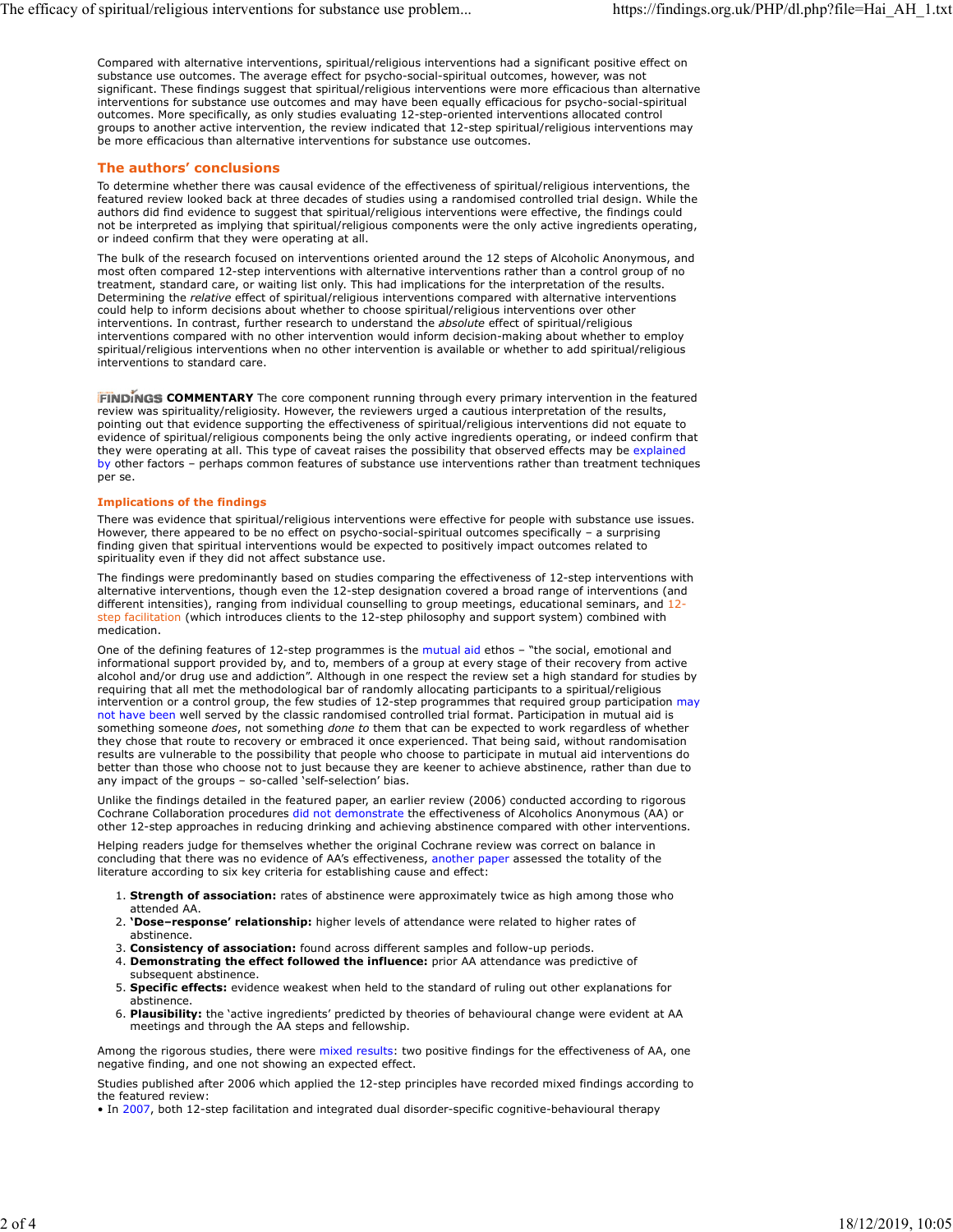Compared with alternative interventions, spiritual/religious interventions had a significant positive effect on substance use outcomes. The average effect for psycho-social-spiritual outcomes, however, was not significant. These findings suggest that spiritual/religious interventions were more efficacious than alternative interventions for substance use outcomes and may have been equally efficacious for psycho-social-spiritual outcomes. More specifically, as only studies evaluating 12-step-oriented interventions allocated control groups to another active intervention, the review indicated that 12-step spiritual/religious interventions may be more efficacious than alternative interventions for substance use outcomes.

## The authors' conclusions

To determine whether there was causal evidence of the effectiveness of spiritual/religious interventions, the featured review looked back at three decades of studies using a randomised controlled trial design. While the authors did find evidence to suggest that spiritual/religious interventions were effective, the findings could not be interpreted as implying that spiritual/religious components were the only active ingredients operating, or indeed confirm that they were operating at all.

The bulk of the research focused on interventions oriented around the 12 steps of Alcoholic Anonymous, and most often compared 12-step interventions with alternative interventions rather than a control group of no treatment, standard care, or waiting list only. This had implications for the interpretation of the results. Determining the *relative* effect of spiritual/religious interventions compared with alternative interventions could help to inform decisions about whether to choose spiritual/religious interventions over other interventions. In contrast, further research to understand the *absolute* effect of spiritual/religious interventions compared with no other intervention would inform decision-making about whether to employ spiritual/religious interventions when no other intervention is available or whether to add spiritual/religious interventions to standard care.

**FINDINGS COMMENTARY** The core component running through every primary intervention in the featured review was spirituality/religiosity. However, the reviewers urged a cautious interpretation of the results, pointing out that evidence supporting the effectiveness of spiritual/religious interventions did not equate to evidence of spiritual/religious components being the only active ingredients operating, or indeed confirm that they were operating at all. This type of caveat raises the possibility that observed effects may be explained by other factors – perhaps common features of substance use interventions rather than treatment techniques per se.

### Implications of the findings

There was evidence that spiritual/religious interventions were effective for people with substance use issues. However, there appeared to be no effect on psycho-social-spiritual outcomes specifically – a surprising finding given that spiritual interventions would be expected to positively impact outcomes related to spirituality even if they did not affect substance use.

The findings were predominantly based on studies comparing the effectiveness of 12-step interventions with alternative interventions, though even the 12-step designation covered a broad range of interventions (and different intensities), ranging from individual counselling to group meetings, educational seminars, and 12-step facilitation (which introduces clients to the 12-step philosophy and support system) combined with medication.

One of the defining features of 12-step programmes is the mutual aid ethos – "the social, emotional and informational support provided by, and to, members of a group at every stage of their recovery from active alcohol and/or drug use and addiction". Although in one respect the review set a high standard for studies by requiring that all met the methodological bar of randomly allocating participants to a spiritual/religious intervention or a control group, the few studies of 12-step programmes that required group participation may not have been well served by the classic randomised controlled trial format. Participation in mutual aid is something someone *does*, not something *done to* them that can be expected to work regardless of whether they chose that route to recovery or embraced it once experienced. That being said, without randomisation results are vulnerable to the possibility that people who choose to participate in mutual aid interventions do better than those who choose not to just because they are keener to achieve abstinence, rather than due to any impact of the groups – so-called 'self-selection' bias.

Unlike the findings detailed in the featured paper, an earlier review (2006) conducted according to rigorous Cochrane Collaboration procedures did not demonstrate the effectiveness of Alcoholics Anonymous (AA) or other 12-step approaches in reducing drinking and achieving abstinence compared with other interventions.

Helping readers judge for themselves whether the original Cochrane review was correct on balance in concluding that there was no evidence of AA's effectiveness, another paper assessed the totality of the literature according to six key criteria for establishing cause and effect:

1. **Strength of association:** rates of abstinence were approximately twice as high among those who attended AA.
2. **'Dose–response' relationship:** higher levels of attendance were related to higher rates of abstinence.
3. **Consistency of association:** found across different samples and follow-up periods.
4. **Demonstrating the effect followed the influence:** prior AA attendance was predictive of subsequent abstinence.
5. **Specific effects:** evidence weakest when held to the standard of ruling out other explanations for abstinence.
6. **Plausibility:** the 'active ingredients' predicted by theories of behavioural change were evident at AA meetings and through the AA steps and fellowship.

Among the rigorous studies, there were mixed results: two positive findings for the effectiveness of AA, one negative finding, and one not showing an expected effect.

Studies published after 2006 which applied the 12-step principles have recorded mixed findings according to the featured review:

- In 2007, both 12-step facilitation and integrated dual disorder-specific cognitive-behavioural therapy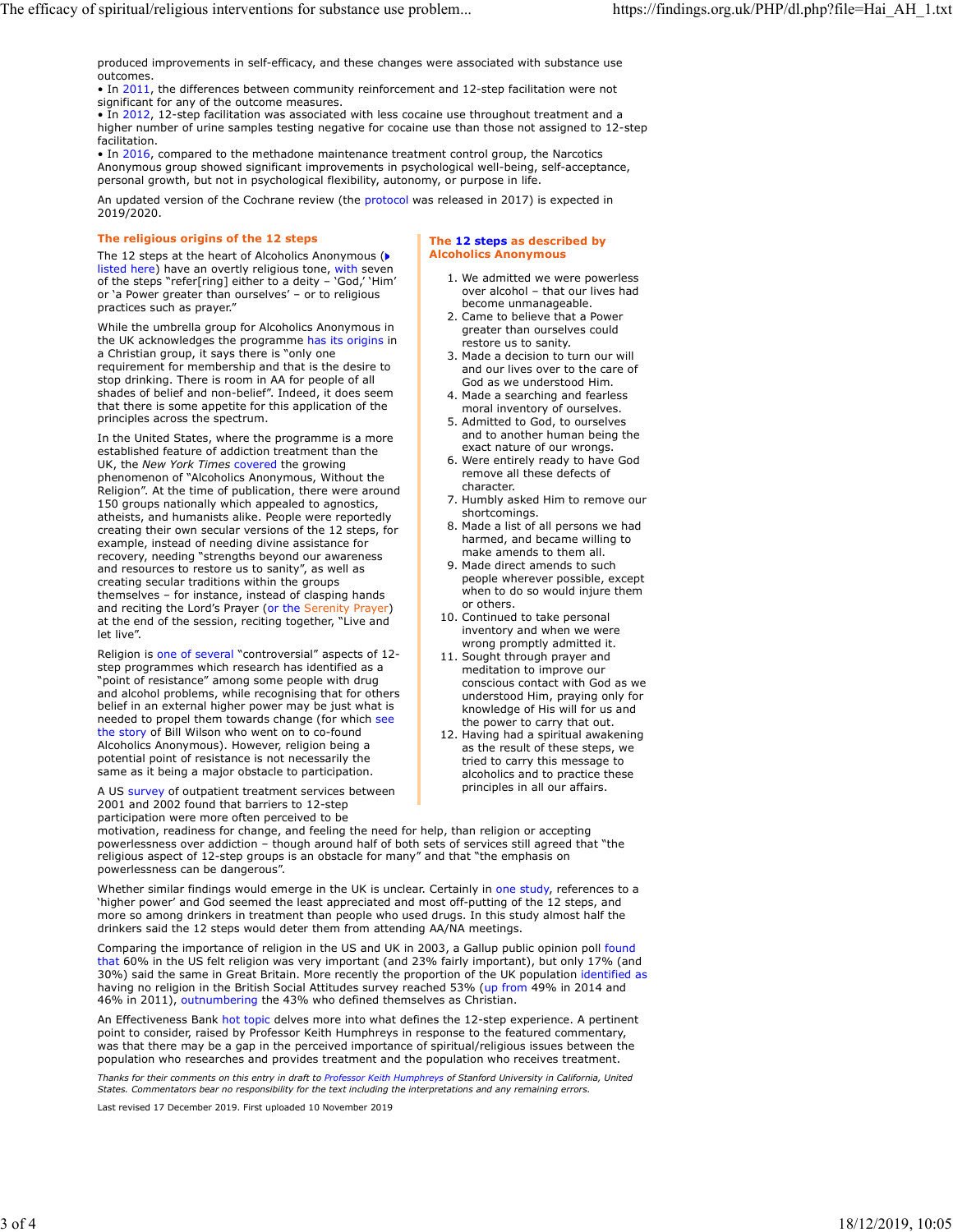produced improvements in self-efficacy, and these changes were associated with substance use outcomes.

- In 2011, the differences between community reinforcement and 12-step facilitation were not significant for any of the outcome measures.
- In 2012, 12-step facilitation was associated with less cocaine use throughout treatment and a higher number of urine samples testing negative for cocaine use than those not assigned to 12-step facilitation.
- In 2016, compared to the methadone maintenance treatment control group, the Narcotics Anonymous group showed significant improvements in psychological well-being, self-acceptance, personal growth, but not in psychological flexibility, autonomy, or purpose in life.

An updated version of the Cochrane review (the protocol was released in 2017) is expected in 2019/2020.

### The religious origins of the 12 steps

The 12 steps at the heart of Alcoholics Anonymous (listed here) have an overtly religious tone, with seven of the steps "refer[ring] either to a deity – 'God,' 'Him' or 'a Power greater than ourselves' – or to religious practices such as prayer."

While the umbrella group for Alcoholics Anonymous in the UK acknowledges the programme has its origins in a Christian group, it says there is "only one requirement for membership and that is the desire to stop drinking. There is room in AA for people of all shades of belief and non-belief". Indeed, it does seem that there is some appetite for this application of the principles across the spectrum.

In the United States, where the programme is a more established feature of addiction treatment than the UK, the *New York Times* covered the growing phenomenon of "Alcoholics Anonymous, Without the Religion". At the time of publication, there were around 150 groups nationally which appealed to agnostics, atheists, and humanists alike. People were reportedly creating their own secular versions of the 12 steps, for example, instead of needing divine assistance for recovery, needing "strengths beyond our awareness and resources to restore us to sanity", as well as creating secular traditions within the groups themselves – for instance, instead of clasping hands and reciting the Lord's Prayer (or the Serenity Prayer) at the end of the session, reciting together, "Live and let live".

Religion is one of several "controversial" aspects of 12-step programmes which research has identified as a "point of resistance" among some people with drug and alcohol problems, while recognising that for others belief in an external higher power may be just what is needed to propel them towards change (for which see the story of Bill Wilson who went on to co-found Alcoholics Anonymous). However, religion being a potential point of resistance is not necessarily the same as it being a major obstacle to participation.

A US survey of outpatient treatment services between 2001 and 2002 found that barriers to 12-step participation were more often perceived to be motivation, readiness for change, and feeling the need for help, than religion or accepting powerlessness over addiction – though around half of both sets of services still agreed that "the religious aspect of 12-step groups is an obstacle for many" and that "the emphasis on powerlessness can be dangerous".

Whether similar findings would emerge in the UK is unclear. Certainly in one study, references to a 'higher power' and God seemed the least appreciated and most off-putting of the 12 steps, and more so among drinkers in treatment than people who used drugs. In this study almost half the drinkers said the 12 steps would deter them from attending AA/NA meetings.

Comparing the importance of religion in the US and UK in 2003, a Gallup public opinion poll found that 60% in the US felt religion was very important (and 23% fairly important), but only 17% (and 30%) said the same in Great Britain. More recently the proportion of the UK population identified as having no religion in the British Social Attitudes survey reached 53% (up from 49% in 2014 and 46% in 2011), outnumbering the 43% who defined themselves as Christian.

An Effectiveness Bank hot topic delves more into what defines the 12-step experience. A pertinent point to consider, raised by Professor Keith Humphreys in response to the featured commentary, was that there may be a gap in the perceived importance of spiritual/religious issues between the population who researches and provides treatment and the population who receives treatment.

### The 12 steps as described by Alcoholics Anonymous

1. We admitted we were powerless over alcohol – that our lives had become unmanageable.
2. Came to believe that a Power greater than ourselves could restore us to sanity.
3. Made a decision to turn our will and our lives over to the care of God as we understood Him.
4. Made a searching and fearless moral inventory of ourselves.
5. Admitted to God, to ourselves and to another human being the exact nature of our wrongs.
6. Were entirely ready to have God remove all these defects of character.
7. Humbly asked Him to remove our shortcomings.
8. Made a list of all persons we had harmed, and became willing to make amends to them all.
9. Made direct amends to such people wherever possible, except when to do so would injure them or others.
10. Continued to take personal inventory and when we were wrong promptly admitted it.
11. Sought through prayer and meditation to improve our conscious contact with God as we understood Him, praying only for knowledge of His will for us and the power to carry that out.
12. Having had a spiritual awakening as the result of these steps, we tried to carry this message to alcoholics and to practice these principles in all our affairs.

*Thanks for their comments on this entry in draft to Professor Keith Humphreys of Stanford University in California, United States. Commentators bear no responsibility for the text including the interpretations and any remaining errors.*

Last revised 17 December 2019. First uploaded 10 November 2019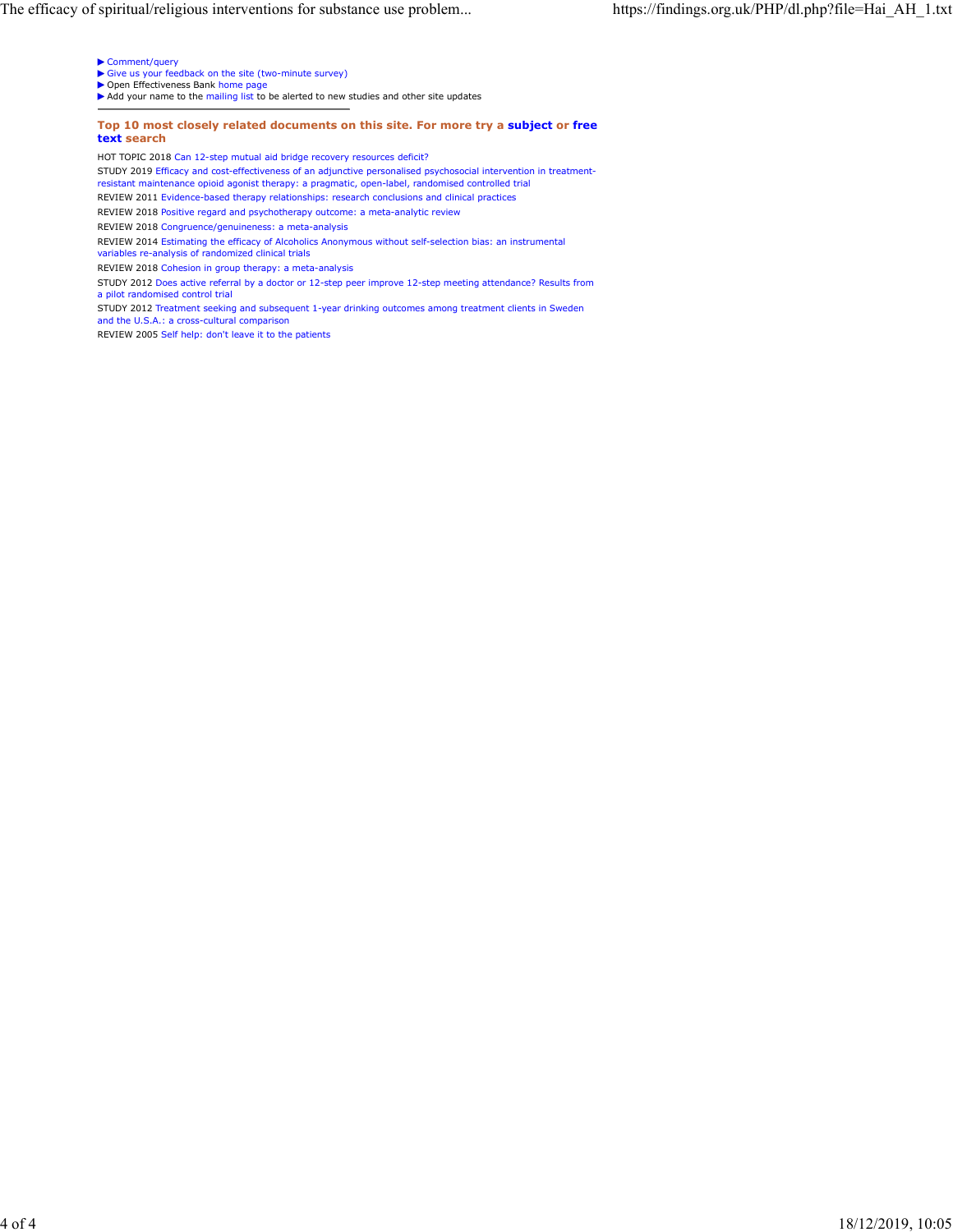▶ Comment/query
▶ Give us your feedback on the site (two-minute survey)
▶ Open Effectiveness Bank home page
▶ Add your name to the mailing list to be alerted to new studies and other site updates

---

### Top 10 most closely related documents on this site. For more try a **subject** or **free text search**

HOT TOPIC 2018 Can 12-step mutual aid bridge recovery resources deficit?

STUDY 2019 Efficacy and cost-effectiveness of an adjunctive personalised psychosocial intervention in treatment-resistant maintenance opioid agonist therapy: a pragmatic, open-label, randomised controlled trial

REVIEW 2011 Evidence-based therapy relationships: research conclusions and clinical practices

REVIEW 2018 Positive regard and psychotherapy outcome: a meta-analytic review

REVIEW 2018 Congruence/genuineness: a meta-analysis

REVIEW 2014 Estimating the efficacy of Alcoholics Anonymous without self-selection bias: an instrumental variables re-analysis of randomized clinical trials

REVIEW 2018 Cohesion in group therapy: a meta-analysis

STUDY 2012 Does active referral by a doctor or 12-step peer improve 12-step meeting attendance? Results from a pilot randomised control trial

STUDY 2012 Treatment seeking and subsequent 1-year drinking outcomes among treatment clients in Sweden and the U.S.A.: a cross-cultural comparison

REVIEW 2005 Self help: don't leave it to the patients